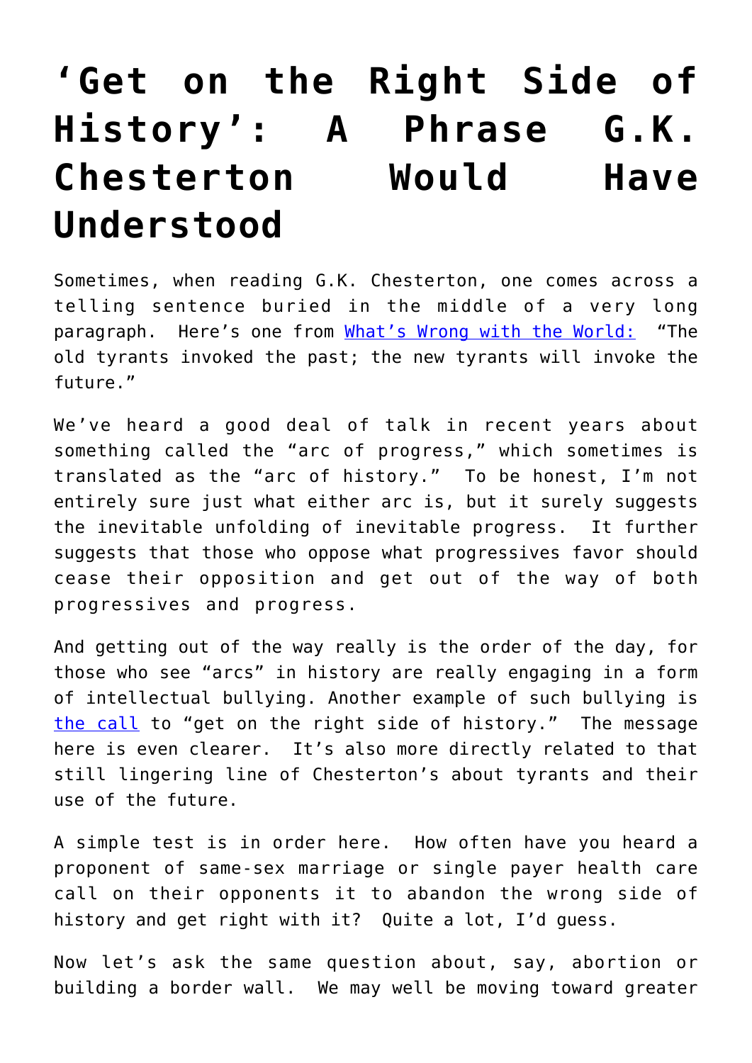# ‘Get on the Right Side of History’: A Phrase G.K. Chesterton Would Have Understood

Sometimes, when reading G.K. Chesterton, one comes across a telling sentence buried in the middle of a very long paragraph. Here’s one from [What’s Wrong with the World:](#) “The old tyrants invoked the past; the new tyrants will invoke the future.”

We’ve heard a good deal of talk in recent years about something called the “arc of progress,” which sometimes is translated as the “arc of history.” To be honest, I’m not entirely sure just what either arc is, but it surely suggests the inevitable unfolding of inevitable progress. It further suggests that those who oppose what progressives favor should cease their opposition and get out of the way of both progressives and progress.

And getting out of the way really is the order of the day, for those who see “arcs” in history are really engaging in a form of intellectual bullying. Another example of such bullying is [the call](#) to “get on the right side of history.” The message here is even clearer. It’s also more directly related to that still lingering line of Chesterton’s about tyrants and their use of the future.

A simple test is in order here. How often have you heard a proponent of same-sex marriage or single payer health care call on their opponents it to abandon the wrong side of history and get right with it? Quite a lot, I’d guess.

Now let’s ask the same question about, say, abortion or building a border wall. We may well be moving toward greater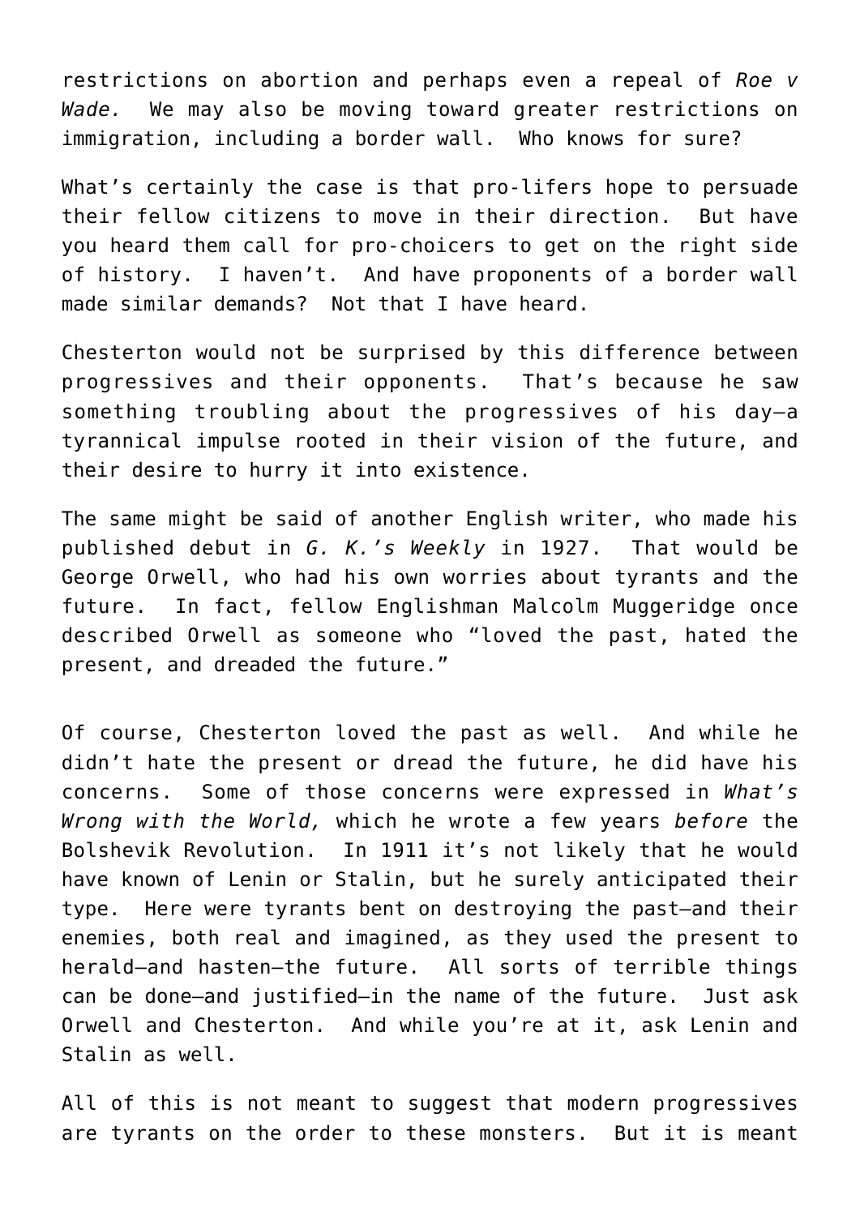restrictions on abortion and perhaps even a repeal of *Roe v Wade.* We may also be moving toward greater restrictions on immigration, including a border wall. Who knows for sure?

What's certainly the case is that pro-lifers hope to persuade their fellow citizens to move in their direction. But have you heard them call for pro-choicers to get on the right side of history. I haven't. And have proponents of a border wall made similar demands? Not that I have heard.

Chesterton would not be surprised by this difference between progressives and their opponents. That's because he saw something troubling about the progressives of his day—a tyrannical impulse rooted in their vision of the future, and their desire to hurry it into existence.

The same might be said of another English writer, who made his published debut in *G. K.'s Weekly* in 1927. That would be George Orwell, who had his own worries about tyrants and the future. In fact, fellow Englishman Malcolm Muggeridge once described Orwell as someone who "loved the past, hated the present, and dreaded the future."

Of course, Chesterton loved the past as well. And while he didn't hate the present or dread the future, he did have his concerns. Some of those concerns were expressed in *What's Wrong with the World,* which he wrote a few years *before* the Bolshevik Revolution. In 1911 it's not likely that he would have known of Lenin or Stalin, but he surely anticipated their type. Here were tyrants bent on destroying the past—and their enemies, both real and imagined, as they used the present to herald—and hasten—the future. All sorts of terrible things can be done—and justified—in the name of the future. Just ask Orwell and Chesterton. And while you're at it, ask Lenin and Stalin as well.

All of this is not meant to suggest that modern progressives are tyrants on the order to these monsters. But it is meant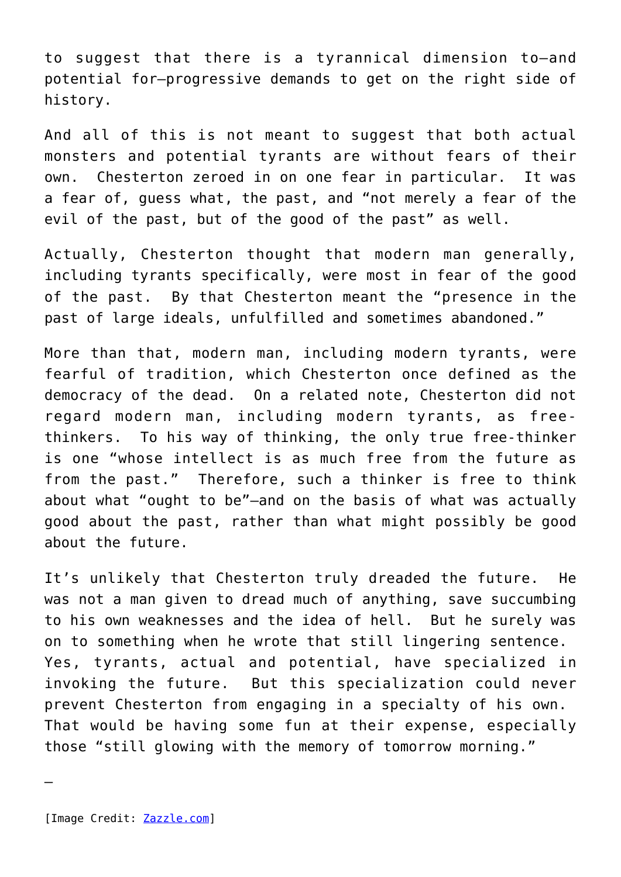to suggest that there is a tyrannical dimension to—and potential for—progressive demands to get on the right side of history.

And all of this is not meant to suggest that both actual monsters and potential tyrants are without fears of their own. Chesterton zeroed in on one fear in particular. It was a fear of, guess what, the past, and "not merely a fear of the evil of the past, but of the good of the past" as well.

Actually, Chesterton thought that modern man generally, including tyrants specifically, were most in fear of the good of the past. By that Chesterton meant the "presence in the past of large ideals, unfulfilled and sometimes abandoned."

More than that, modern man, including modern tyrants, were fearful of tradition, which Chesterton once defined as the democracy of the dead. On a related note, Chesterton did not regard modern man, including modern tyrants, as free-thinkers. To his way of thinking, the only true free-thinker is one "whose intellect is as much free from the future as from the past." Therefore, such a thinker is free to think about what "ought to be"—and on the basis of what was actually good about the past, rather than what might possibly be good about the future.

It's unlikely that Chesterton truly dreaded the future. He was not a man given to dread much of anything, save succumbing to his own weaknesses and the idea of hell. But he surely was on to something when he wrote that still lingering sentence. Yes, tyrants, actual and potential, have specialized in invoking the future. But this specialization could never prevent Chesterton from engaging in a specialty of his own. That would be having some fun at their expense, especially those "still glowing with the memory of tomorrow morning."

—

[Image Credit: Zazzle.com]